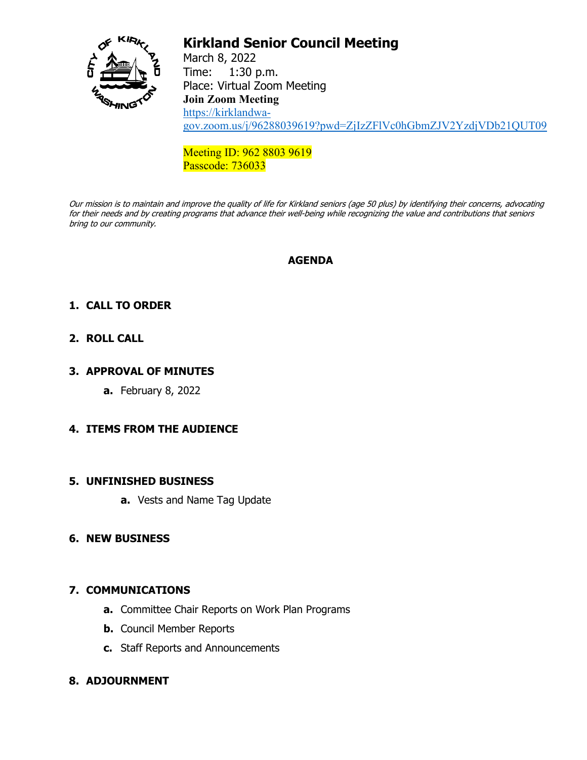# Kirkland Senior Council Meeting

March 8, 2022
Time: 1:30 p.m.
Place: Virtual Zoom Meeting
**Join Zoom Meeting**
https://kirklandwa-gov.zoom.us/j/96288039619?pwd=ZjIzZFlVc0hGbmZJV2YzdjVDb21QUT09

Meeting ID: 962 8803 9619
Passcode: 736033

*Our mission is to maintain and improve the quality of life for Kirkland seniors (age 50 plus) by identifying their concerns, advocating for their needs and by creating programs that advance their well-being while recognizing the value and contributions that seniors bring to our community.*

## AGENDA

1. **CALL TO ORDER**

2. **ROLL CALL**

3. **APPROVAL OF MINUTES**
   - **a.** February 8, 2022

4. **ITEMS FROM THE AUDIENCE**

5. **UNFINISHED BUSINESS**
   - **a.** Vests and Name Tag Update

6. **NEW BUSINESS**

7. **COMMUNICATIONS**
   - **a.** Committee Chair Reports on Work Plan Programs
   - **b.** Council Member Reports
   - **c.** Staff Reports and Announcements

8. **ADJOURNMENT**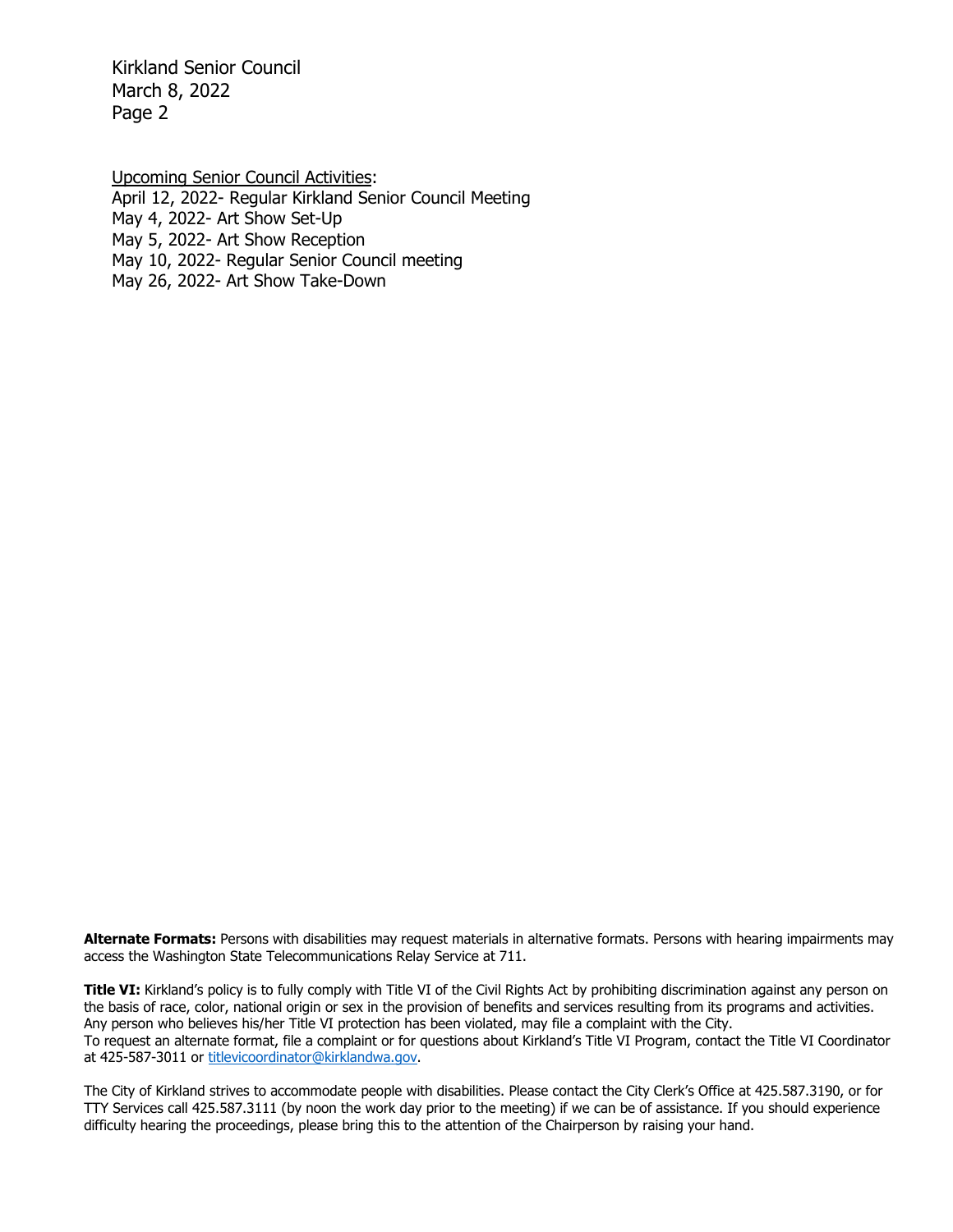Upcoming Senior Council Activities:

April 12, 2022- Regular Kirkland Senior Council Meeting
May 4, 2022- Art Show Set-Up
May 5, 2022- Art Show Reception
May 10, 2022- Regular Senior Council meeting
May 26, 2022- Art Show Take-Down

**Alternate Formats:** Persons with disabilities may request materials in alternative formats. Persons with hearing impairments may access the Washington State Telecommunications Relay Service at 711.

**Title VI:** Kirkland's policy is to fully comply with Title VI of the Civil Rights Act by prohibiting discrimination against any person on the basis of race, color, national origin or sex in the provision of benefits and services resulting from its programs and activities. Any person who believes his/her Title VI protection has been violated, may file a complaint with the City.
To request an alternate format, file a complaint or for questions about Kirkland's Title VI Program, contact the Title VI Coordinator at 425-587-3011 or titlevicoordinator@kirklandwa.gov.

The City of Kirkland strives to accommodate people with disabilities. Please contact the City Clerk's Office at 425.587.3190, or for TTY Services call 425.587.3111 (by noon the work day prior to the meeting) if we can be of assistance. If you should experience difficulty hearing the proceedings, please bring this to the attention of the Chairperson by raising your hand.